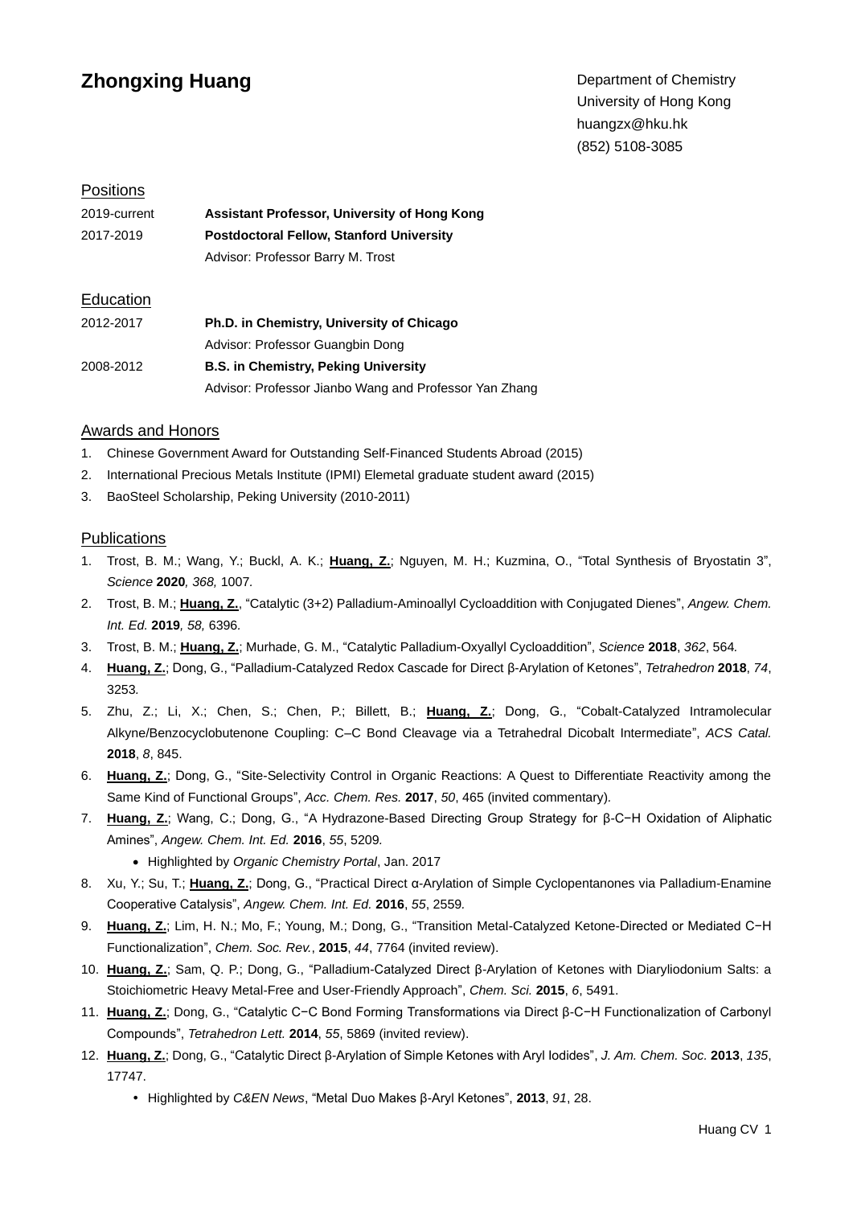# Zhongxing Huang

Department of Chemistry
University of Hong Kong
huangzx@hku.hk
(852) 5108-3085

## Positions

| | |
|---|---|
| 2019-current | **Assistant Professor, University of Hong Kong** |
| 2017-2019 | **Postdoctoral Fellow, Stanford University** |
| | Advisor: Professor Barry M. Trost |

## Education

| | |
|---|---|
| 2012-2017 | **Ph.D. in Chemistry, University of Chicago** |
| | Advisor: Professor Guangbin Dong |
| 2008-2012 | **B.S. in Chemistry, Peking University** |
| | Advisor: Professor Jianbo Wang and Professor Yan Zhang |

## Awards and Honors

1. Chinese Government Award for Outstanding Self-Financed Students Abroad (2015)
2. International Precious Metals Institute (IPMI) Elemetal graduate student award (2015)
3. BaoSteel Scholarship, Peking University (2010-2011)

## Publications

1. Trost, B. M.; Wang, Y.; Buckl, A. K.; **Huang, Z.**; Nguyen, M. H.; Kuzmina, O., "Total Synthesis of Bryostatin 3", *Science* **2020***, 368,* 1007*.*
2. Trost, B. M.; **Huang, Z.**, "Catalytic (3+2) Palladium-Aminoallyl Cycloaddition with Conjugated Dienes", *Angew. Chem. Int. Ed.* **2019***, 58,* 6396*.*
3. Trost, B. M.; **Huang, Z.**; Murhade, G. M., "Catalytic Palladium-Oxyallyl Cycloaddition", *Science* **2018**, *362*, 564*.*
4. **Huang, Z.**; Dong, G., "Palladium-Catalyzed Redox Cascade for Direct β-Arylation of Ketones", *Tetrahedron* **2018**, *74*, 3253*.*
5. Zhu, Z.; Li, X.; Chen, S.; Chen, P.; Billett, B.; **Huang, Z.**; Dong, G., "Cobalt-Catalyzed Intramolecular Alkyne/Benzocyclobutenone Coupling: C–C Bond Cleavage via a Tetrahedral Dicobalt Intermediate", *ACS Catal.* **2018**, *8*, 845.
6. **Huang, Z.**; Dong, G., "Site-Selectivity Control in Organic Reactions: A Quest to Differentiate Reactivity among the Same Kind of Functional Groups", *Acc. Chem. Res.* **2017**, *50*, 465 (invited commentary)*.*
7. **Huang, Z.**; Wang, C.; Dong, G., "A Hydrazone-Based Directing Group Strategy for β-C−H Oxidation of Aliphatic Amines", *Angew. Chem. Int. Ed.* **2016**, *55*, 5209*.*
   - Highlighted by *Organic Chemistry Portal*, Jan. 2017
8. Xu, Y.; Su, T.; **Huang, Z.**; Dong, G., "Practical Direct α-Arylation of Simple Cyclopentanones via Palladium-Enamine Cooperative Catalysis", *Angew. Chem. Int. Ed.* **2016**, *55*, 2559*.*
9. **Huang, Z.**; Lim, H. N.; Mo, F.; Young, M.; Dong, G., "Transition Metal-Catalyzed Ketone-Directed or Mediated C−H Functionalization", *Chem. Soc. Rev.*, **2015**, *44*, 7764 (invited review).
10. **Huang, Z.**; Sam, Q. P.; Dong, G., "Palladium-Catalyzed Direct β-Arylation of Ketones with Diaryliodonium Salts: a Stoichiometric Heavy Metal-Free and User-Friendly Approach", *Chem. Sci.* **2015**, *6*, 5491.
11. **Huang, Z.**; Dong, G., "Catalytic C−C Bond Forming Transformations via Direct β-C−H Functionalization of Carbonyl Compounds", *Tetrahedron Lett.* **2014**, *55*, 5869 (invited review).
12. **Huang, Z.**; Dong, G., "Catalytic Direct β-Arylation of Simple Ketones with Aryl Iodides", *J. Am. Chem. Soc.* **2013**, *135*, 17747.
    - Highlighted by *C&EN News*, "Metal Duo Makes β-Aryl Ketones", **2013**, *91*, 28.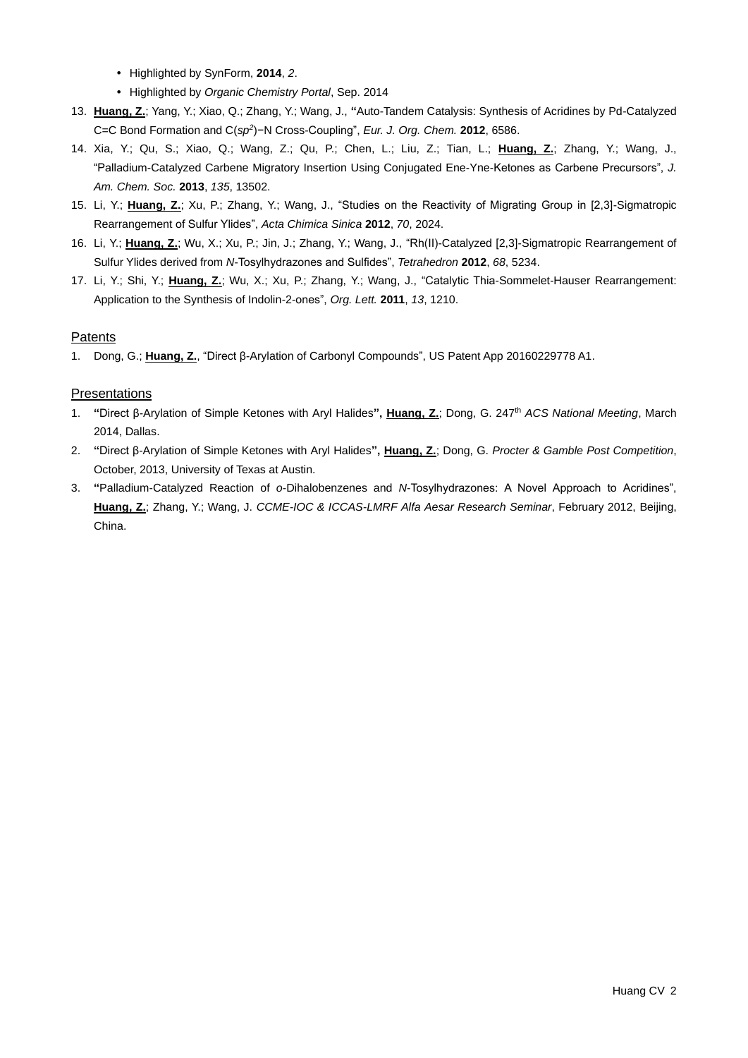- Highlighted by SynForm, **2014**, *2*.
- Highlighted by *Organic Chemistry Portal*, Sep. 2014

13. **Huang, Z.**; Yang, Y.; Xiao, Q.; Zhang, Y.; Wang, J., "Auto-Tandem Catalysis: Synthesis of Acridines by Pd-Catalyzed C=C Bond Formation and C($sp^2$)−N Cross-Coupling", *Eur. J. Org. Chem.* **2012**, 6586.
14. Xia, Y.; Qu, S.; Xiao, Q.; Wang, Z.; Qu, P.; Chen, L.; Liu, Z.; Tian, L.; **Huang, Z.**; Zhang, Y.; Wang, J., "Palladium-Catalyzed Carbene Migratory Insertion Using Conjugated Ene-Yne-Ketones as Carbene Precursors", *J. Am. Chem. Soc.* **2013**, *135*, 13502.
15. Li, Y.; **Huang, Z.**; Xu, P.; Zhang, Y.; Wang, J., "Studies on the Reactivity of Migrating Group in [2,3]-Sigmatropic Rearrangement of Sulfur Ylides", *Acta Chimica Sinica* **2012**, *70*, 2024.
16. Li, Y.; **Huang, Z.**; Wu, X.; Xu, P.; Jin, J.; Zhang, Y.; Wang, J., "Rh(II)-Catalyzed [2,3]-Sigmatropic Rearrangement of Sulfur Ylides derived from *N*-Tosylhydrazones and Sulfides", *Tetrahedron* **2012**, *68*, 5234.
17. Li, Y.; Shi, Y.; **Huang, Z.**; Wu, X.; Xu, P.; Zhang, Y.; Wang, J., "Catalytic Thia-Sommelet-Hauser Rearrangement: Application to the Synthesis of Indolin-2-ones", *Org. Lett.* **2011**, *13*, 1210.

## Patents

1. Dong, G.; **Huang, Z.**, "Direct β-Arylation of Carbonyl Compounds", US Patent App 20160229778 A1.

## Presentations

1. "Direct β-Arylation of Simple Ketones with Aryl Halides", **Huang, Z.**; Dong, G. 247th *ACS National Meeting*, March 2014, Dallas.
2. "Direct β-Arylation of Simple Ketones with Aryl Halides", **Huang, Z.**; Dong, G. *Procter & Gamble Post Competition*, October, 2013, University of Texas at Austin.
3. "Palladium-Catalyzed Reaction of *o*-Dihalobenzenes and *N*-Tosylhydrazones: A Novel Approach to Acridines", **Huang, Z.**; Zhang, Y.; Wang, J. *CCME-IOC & ICCAS-LMRF Alfa Aesar Research Seminar*, February 2012, Beijing, China.